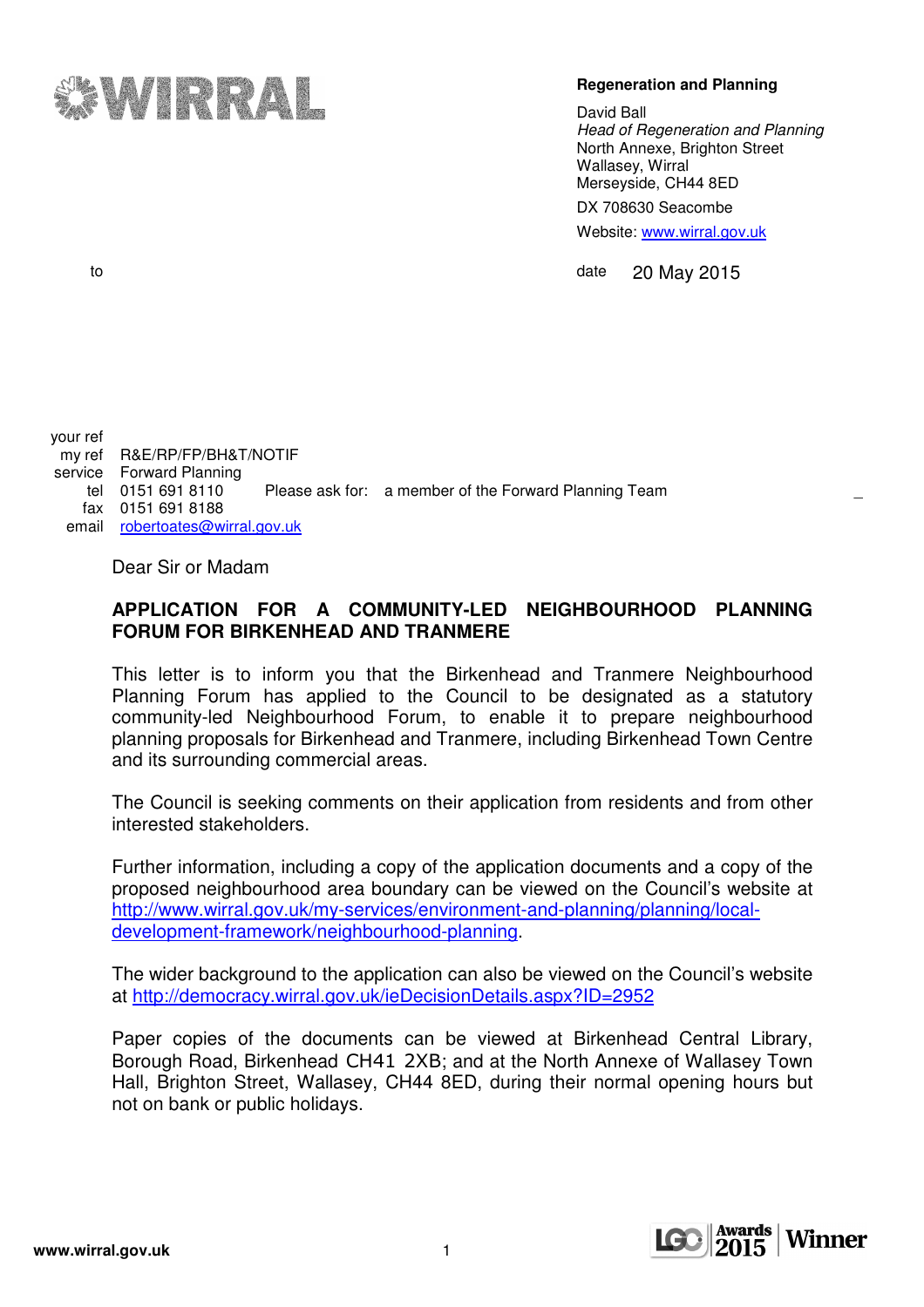WIRRAL

**Regeneration and Planning**

David Ball
*Head of Regeneration and Planning*
North Annexe, Brighton Street
Wallasey, Wirral
Merseyside, CH44 8ED

DX 708630 Seacombe

Website: www.wirral.gov.uk

to

date 20 May 2015

your ref
my ref R&E/RP/FP/BH&T/NOTIF
service Forward Planning
tel 0151 691 8110 Please ask for: a member of the Forward Planning Team
fax 0151 691 8188
email robertoates@wirral.gov.uk

Dear Sir or Madam

**APPLICATION FOR A COMMUNITY-LED NEIGHBOURHOOD PLANNING FORUM FOR BIRKENHEAD AND TRANMERE**

This letter is to inform you that the Birkenhead and Tranmere Neighbourhood Planning Forum has applied to the Council to be designated as a statutory community-led Neighbourhood Forum, to enable it to prepare neighbourhood planning proposals for Birkenhead and Tranmere, including Birkenhead Town Centre and its surrounding commercial areas.

The Council is seeking comments on their application from residents and from other interested stakeholders.

Further information, including a copy of the application documents and a copy of the proposed neighbourhood area boundary can be viewed on the Council's website at http://www.wirral.gov.uk/my-services/environment-and-planning/planning/local-development-framework/neighbourhood-planning.

The wider background to the application can also be viewed on the Council's website at http://democracy.wirral.gov.uk/ieDecisionDetails.aspx?ID=2952

Paper copies of the documents can be viewed at Birkenhead Central Library, Borough Road, Birkenhead CH41 2XB; and at the North Annexe of Wallasey Town Hall, Brighton Street, Wallasey, CH44 8ED, during their normal opening hours but not on bank or public holidays.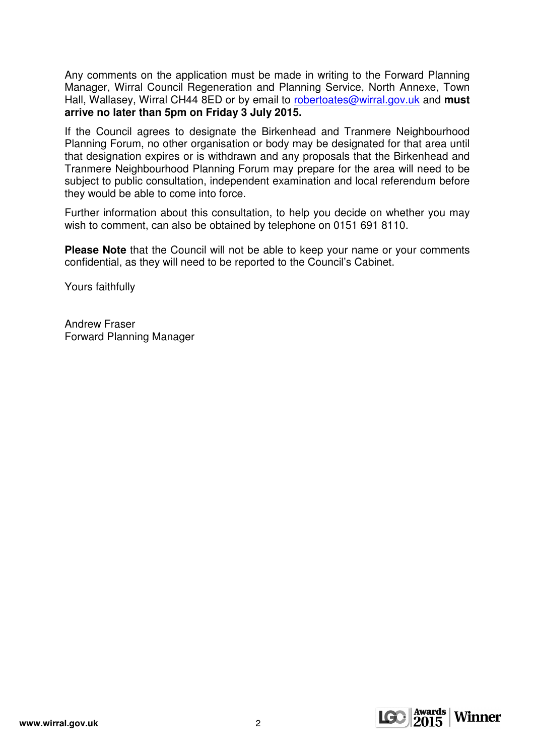Any comments on the application must be made in writing to the Forward Planning Manager, Wirral Council Regeneration and Planning Service, North Annexe, Town Hall, Wallasey, Wirral CH44 8ED or by email to robertoates@wirral.gov.uk and **must arrive no later than 5pm on Friday 3 July 2015.**

If the Council agrees to designate the Birkenhead and Tranmere Neighbourhood Planning Forum, no other organisation or body may be designated for that area until that designation expires or is withdrawn and any proposals that the Birkenhead and Tranmere Neighbourhood Planning Forum may prepare for the area will need to be subject to public consultation, independent examination and local referendum before they would be able to come into force.

Further information about this consultation, to help you decide on whether you may wish to comment, can also be obtained by telephone on 0151 691 8110.

**Please Note** that the Council will not be able to keep your name or your comments confidential, as they will need to be reported to the Council's Cabinet.

Yours faithfully

Andrew Fraser
Forward Planning Manager